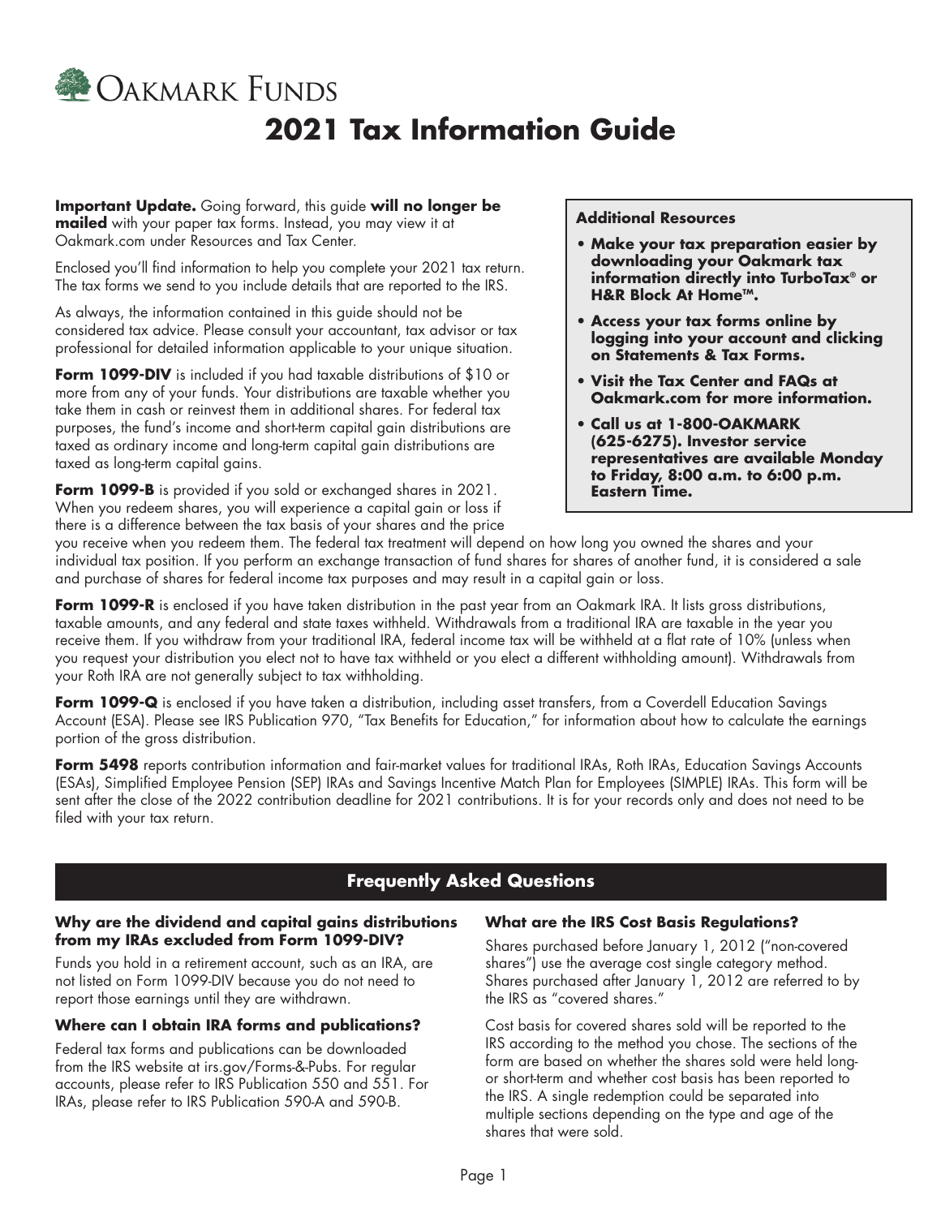Oakmark Funds

# 2021 Tax Information Guide

**Important Update.** Going forward, this guide **will no longer be mailed** with your paper tax forms. Instead, you may view it at Oakmark.com under Resources and Tax Center.

Enclosed you'll find information to help you complete your 2021 tax return. The tax forms we send to you include details that are reported to the IRS.

As always, the information contained in this guide should not be considered tax advice. Please consult your accountant, tax advisor or tax professional for detailed information applicable to your unique situation.

**Form 1099-DIV** is included if you had taxable distributions of $10 or more from any of your funds. Your distributions are taxable whether you take them in cash or reinvest them in additional shares. For federal tax purposes, the fund's income and short-term capital gain distributions are taxed as ordinary income and long-term capital gain distributions are taxed as long-term capital gains.

**Form 1099-B** is provided if you sold or exchanged shares in 2021. When you redeem shares, you will experience a capital gain or loss if there is a difference between the tax basis of your shares and the price you receive when you redeem them. The federal tax treatment will depend on how long you owned the shares and your individual tax position. If you perform an exchange transaction of fund shares for shares of another fund, it is considered a sale and purchase of shares for federal income tax purposes and may result in a capital gain or loss.

**Additional Resources**

- **Make your tax preparation easier by downloading your Oakmark tax information directly into TurboTax® or H&R Block At Home™.**
- **Access your tax forms online by logging into your account and clicking on Statements & Tax Forms.**
- **Visit the Tax Center and FAQs at Oakmark.com for more information.**
- **Call us at 1-800-OAKMARK (625-6275). Investor service representatives are available Monday to Friday, 8:00 a.m. to 6:00 p.m. Eastern Time.**

**Form 1099-R** is enclosed if you have taken distribution in the past year from an Oakmark IRA. It lists gross distributions, taxable amounts, and any federal and state taxes withheld. Withdrawals from a traditional IRA are taxable in the year you receive them. If you withdraw from your traditional IRA, federal income tax will be withheld at a flat rate of 10% (unless when you request your distribution you elect not to have tax withheld or you elect a different withholding amount). Withdrawals from your Roth IRA are not generally subject to tax withholding.

**Form 1099-Q** is enclosed if you have taken a distribution, including asset transfers, from a Coverdell Education Savings Account (ESA). Please see IRS Publication 970, "Tax Benefits for Education," for information about how to calculate the earnings portion of the gross distribution.

**Form 5498** reports contribution information and fair-market values for traditional IRAs, Roth IRAs, Education Savings Accounts (ESAs), Simplified Employee Pension (SEP) IRAs and Savings Incentive Match Plan for Employees (SIMPLE) IRAs. This form will be sent after the close of the 2022 contribution deadline for 2021 contributions. It is for your records only and does not need to be filed with your tax return.

## Frequently Asked Questions

### Why are the dividend and capital gains distributions from my IRAs excluded from Form 1099-DIV?

Funds you hold in a retirement account, such as an IRA, are not listed on Form 1099-DIV because you do not need to report those earnings until they are withdrawn.

### Where can I obtain IRA forms and publications?

Federal tax forms and publications can be downloaded from the IRS website at irs.gov/Forms-&-Pubs. For regular accounts, please refer to IRS Publication 550 and 551. For IRAs, please refer to IRS Publication 590-A and 590-B.

### What are the IRS Cost Basis Regulations?

Shares purchased before January 1, 2012 ("non-covered shares") use the average cost single category method. Shares purchased after January 1, 2012 are referred to by the IRS as "covered shares."

Cost basis for covered shares sold will be reported to the IRS according to the method you chose. The sections of the form are based on whether the shares sold were held long- or short-term and whether cost basis has been reported to the IRS. A single redemption could be separated into multiple sections depending on the type and age of the shares that were sold.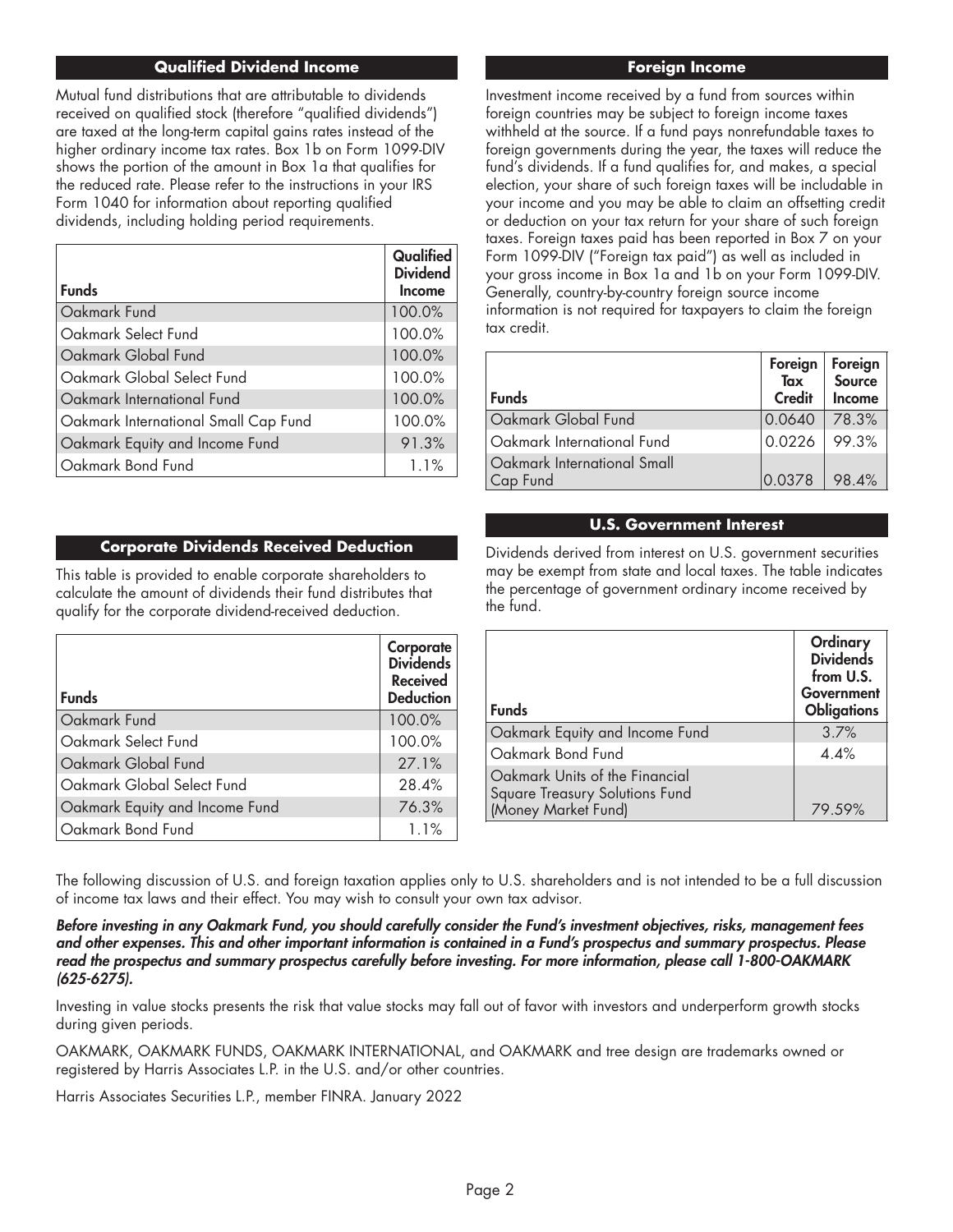## Qualified Dividend Income

Mutual fund distributions that are attributable to dividends received on qualified stock (therefore "qualified dividends") are taxed at the long-term capital gains rates instead of the higher ordinary income tax rates. Box 1b on Form 1099-DIV shows the portion of the amount in Box 1a that qualifies for the reduced rate. Please refer to the instructions in your IRS Form 1040 for information about reporting qualified dividends, including holding period requirements.

| Funds | Qualified Dividend Income |
|---|---|
| Oakmark Fund | 100.0% |
| Oakmark Select Fund | 100.0% |
| Oakmark Global Fund | 100.0% |
| Oakmark Global Select Fund | 100.0% |
| Oakmark International Fund | 100.0% |
| Oakmark International Small Cap Fund | 100.0% |
| Oakmark Equity and Income Fund | 91.3% |
| Oakmark Bond Fund | 1.1% |

## Corporate Dividends Received Deduction

This table is provided to enable corporate shareholders to calculate the amount of dividends their fund distributes that qualify for the corporate dividend-received deduction.

| Funds | Corporate Dividends Received Deduction |
|---|---|
| Oakmark Fund | 100.0% |
| Oakmark Select Fund | 100.0% |
| Oakmark Global Fund | 27.1% |
| Oakmark Global Select Fund | 28.4% |
| Oakmark Equity and Income Fund | 76.3% |
| Oakmark Bond Fund | 1.1% |

## Foreign Income

Investment income received by a fund from sources within foreign countries may be subject to foreign income taxes withheld at the source. If a fund pays nonrefundable taxes to foreign governments during the year, the taxes will reduce the fund's dividends. If a fund qualifies for, and makes, a special election, your share of such foreign taxes will be includable in your income and you may be able to claim an offsetting credit or deduction on your tax return for your share of such foreign taxes. Foreign taxes paid has been reported in Box 7 on your Form 1099-DIV ("Foreign tax paid") as well as included in your gross income in Box 1a and 1b on your Form 1099-DIV. Generally, country-by-country foreign source income information is not required for taxpayers to claim the foreign tax credit.

| Funds | Foreign Tax Credit | Foreign Source Income |
|---|---|---|
| Oakmark Global Fund | 0.0640 | 78.3% |
| Oakmark International Fund | 0.0226 | 99.3% |
| Oakmark International Small Cap Fund | 0.0378 | 98.4% |

## U.S. Government Interest

Dividends derived from interest on U.S. government securities may be exempt from state and local taxes. The table indicates the percentage of government ordinary income received by the fund.

| Funds | Ordinary Dividends from U.S. Government Obligations |
|---|---|
| Oakmark Equity and Income Fund | 3.7% |
| Oakmark Bond Fund | 4.4% |
| Oakmark Units of the Financial Square Treasury Solutions Fund (Money Market Fund) | 79.59% |

The following discussion of U.S. and foreign taxation applies only to U.S. shareholders and is not intended to be a full discussion of income tax laws and their effect. You may wish to consult your own tax advisor.

***Before investing in any Oakmark Fund, you should carefully consider the Fund's investment objectives, risks, management fees and other expenses. This and other important information is contained in a Fund's prospectus and summary prospectus. Please read the prospectus and summary prospectus carefully before investing. For more information, please call 1-800-OAKMARK (625-6275).***

Investing in value stocks presents the risk that value stocks may fall out of favor with investors and underperform growth stocks during given periods.

OAKMARK, OAKMARK FUNDS, OAKMARK INTERNATIONAL, and OAKMARK and tree design are trademarks owned or registered by Harris Associates L.P. in the U.S. and/or other countries.

Harris Associates Securities L.P., member FINRA. January 2022